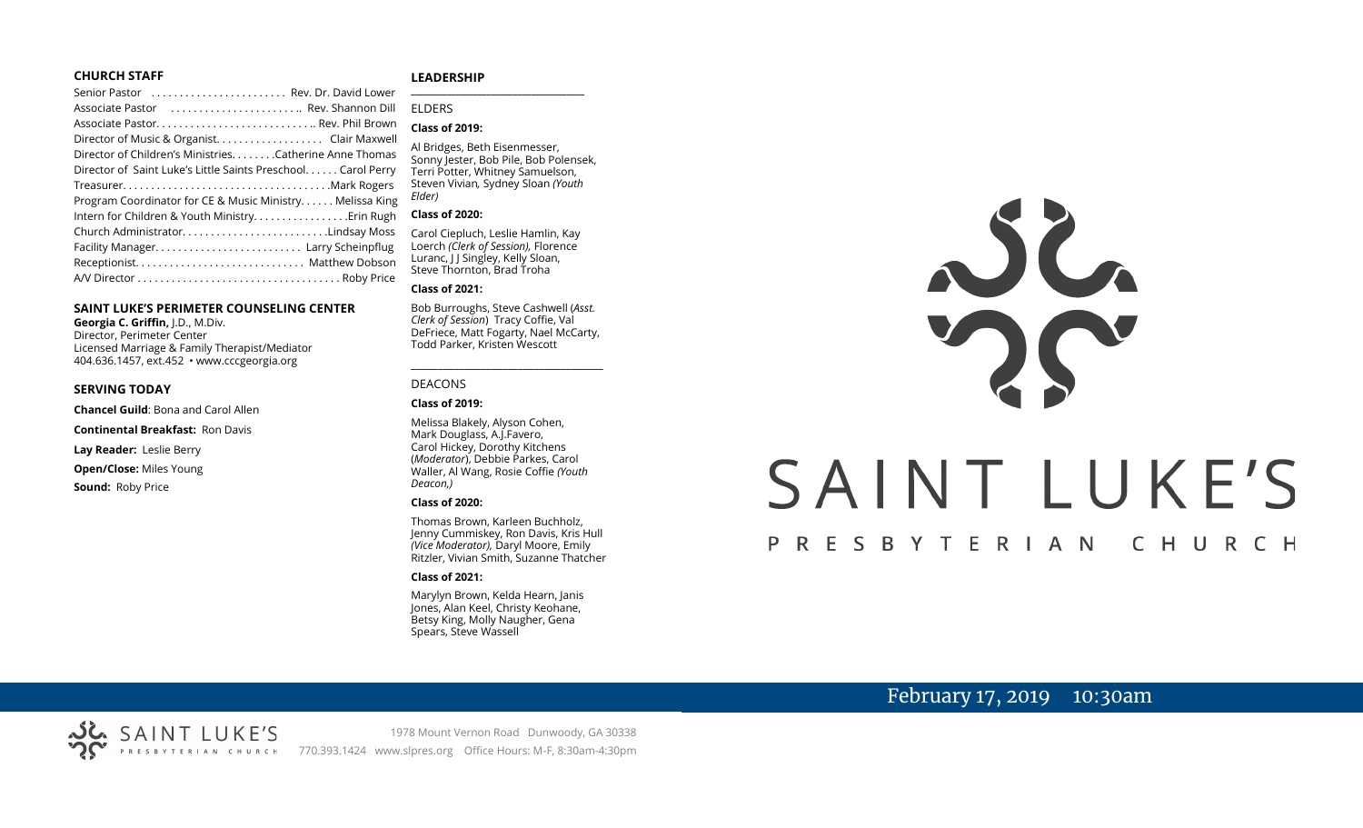## CHURCH STAFF

Senior Pastor . . . . . . . . . . . . . . . . . . . . . . . . Rev. Dr. David Lower
Associate Pastor . . . . . . . . . . . . . . . . . . . . . . .. Rev. Shannon Dill
Associate Pastor. . . . . . . . . . . . . . . . . . . . . . . . . . .. Rev. Phil Brown
Director of Music & Organist. . . . . . . . . . . . . . . . . . Clair Maxwell
Director of Children's Ministries. . . . . . . .Catherine Anne Thomas
Director of Saint Luke's Little Saints Preschool. . . . . . Carol Perry
Treasurer. . . . . . . . . . . . . . . . . . . . . . . . . . . . . . . . . . . .Mark Rogers
Program Coordinator for CE & Music Ministry. . . . . . Melissa King
Intern for Children & Youth Ministry. . . . . . . . . . . . . . . . .Erin Rugh
Church Administrator. . . . . . . . . . . . . . . . . . . . . . . . . .Lindsay Moss
Facility Manager. . . . . . . . . . . . . . . . . . . . . . . . . Larry Scheinpflug
Receptionist. . . . . . . . . . . . . . . . . . . . . . . . . . . . . Matthew Dobson
A/V Director . . . . . . . . . . . . . . . . . . . . . . . . . . . . . . . . . . . Roby Price

## SAINT LUKE'S PERIMETER COUNSELING CENTER

**Georgia C. Griffin,** J.D., M.Div.
Director, Perimeter Center
Licensed Marriage & Family Therapist/Mediator
404.636.1457, ext.452 • www.cccgeorgia.org

## SERVING TODAY

**Chancel Guild**: Bona and Carol Allen

**Continental Breakfast:** Ron Davis

**Lay Reader:** Leslie Berry

**Open/Close:** Miles Young

**Sound:** Roby Price

## LEADERSHIP

ELDERS

**Class of 2019:**

Al Bridges, Beth Eisenmesser, Sonny Jester, Bob Pile, Bob Polensek, Terri Potter, Whitney Samuelson, Steven Vivian*,* Sydney Sloan *(Youth Elder)*

**Class of 2020:**

Carol Ciepluch, Leslie Hamlin, Kay Loerch *(Clerk of Session),* Florence Luranc, J J Singley, Kelly Sloan, Steve Thornton, Brad Troha

**Class of 2021:**

Bob Burroughs, Steve Cashwell (*Asst. Clerk of Session*) Tracy Coffie, Val DeFriece, Matt Fogarty, Nael McCarty, Todd Parker, Kristen Wescott

DEACONS

**Class of 2019:**

Melissa Blakely, Alyson Cohen, Mark Douglass, A.J.Favero, Carol Hickey, Dorothy Kitchens (*Moderator*), Debbie Parkes, Carol Waller, Al Wang, Rosie Coffie *(Youth Deacon,)*

**Class of 2020:**

Thomas Brown, Karleen Buchholz, Jenny Cummiskey, Ron Davis, Kris Hull *(Vice Moderator),* Daryl Moore, Emily Ritzler, Vivian Smith, Suzanne Thatcher

**Class of 2021:**

Marylyn Brown, Kelda Hearn, Janis Jones, Alan Keel, Christy Keohane, Betsy King, Molly Naugher, Gena Spears, Steve Wassell

# SAINT LUKE'S
## PRESBYTERIAN CHURCH

February 17, 2019 10:30am

SAINT LUKE'S PRESBYTERIAN CHURCH

1978 Mount Vernon Road Dunwoody, GA 30338
770.393.1424 www.slpres.org Office Hours: M-F, 8:30am-4:30pm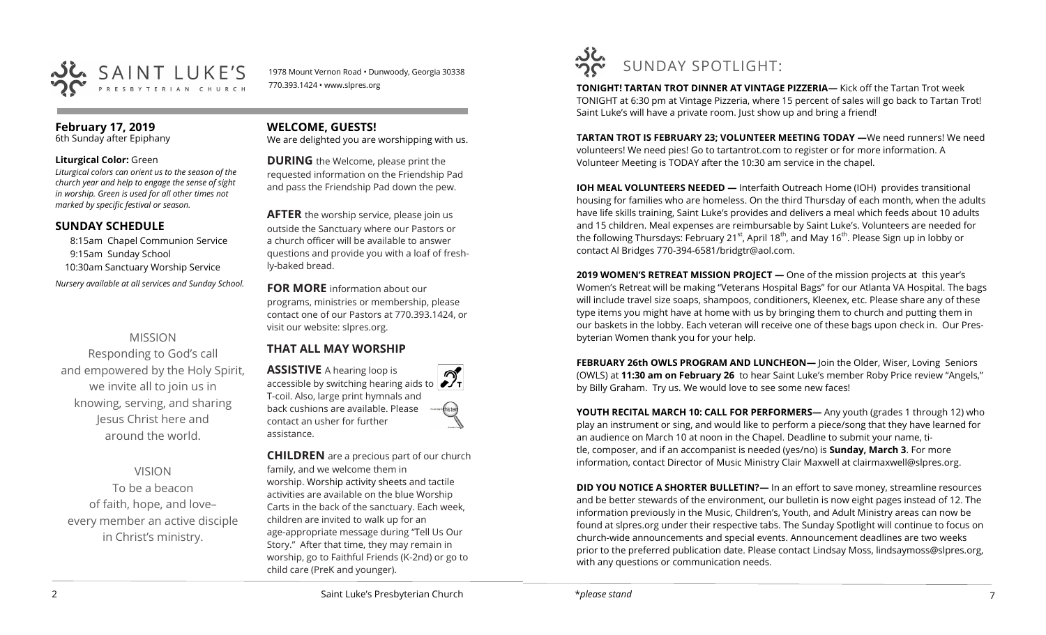SAINT LUKE'S PRESBYTERIAN CHURCH

1978 Mount Vernon Road • Dunwoody, Georgia 30338
770.393.1424 • www.slpres.org

## February 17, 2019
6th Sunday after Epiphany

**Liturgical Color:** Green

*Liturgical colors can orient us to the season of the church year and help to engage the sense of sight in worship. Green is used for all other times not marked by specific festival or season.*

## SUNDAY SCHEDULE

8:15am Chapel Communion Service
9:15am Sunday School
10:30am Sanctuary Worship Service

*Nursery available at all services and Sunday School.*

MISSION

Responding to God's call and empowered by the Holy Spirit, we invite all to join us in knowing, serving, and sharing Jesus Christ here and around the world.

VISION

To be a beacon of faith, hope, and love– every member an active disciple in Christ's ministry.

## WELCOME, GUESTS!

We are delighted you are worshipping with us.

**DURING** the Welcome, please print the requested information on the Friendship Pad and pass the Friendship Pad down the pew.

**AFTER** the worship service, please join us outside the Sanctuary where our Pastors or a church officer will be available to answer questions and provide you with a loaf of freshly-baked bread.

**FOR MORE** information about our programs, ministries or membership, please contact one of our Pastors at 770.393.1424, or visit our website: slpres.org.

## THAT ALL MAY WORSHIP

**ASSISTIVE** A hearing loop is accessible by switching hearing aids to T-coil. Also, large print hymnals and back cushions are available. Please contact an usher for further assistance.

**CHILDREN** are a precious part of our church family, and we welcome them in worship. Worship activity sheets and tactile activities are available on the blue Worship Carts in the back of the sanctuary. Each week, children are invited to walk up for an age-appropriate message during "Tell Us Our Story." After that time, they may remain in worship, go to Faithful Friends (K-2nd) or go to child care (PreK and younger).

# SUNDAY SPOTLIGHT:

**TONIGHT! TARTAN TROT DINNER AT VINTAGE PIZZERIA—** Kick off the Tartan Trot week TONIGHT at 6:30 pm at Vintage Pizzeria, where 15 percent of sales will go back to Tartan Trot! Saint Luke's will have a private room. Just show up and bring a friend!

**TARTAN TROT IS FEBRUARY 23; VOLUNTEER MEETING TODAY —**We need runners! We need volunteers! We need pies! Go to tartantrot.com to register or for more information. A Volunteer Meeting is TODAY after the 10:30 am service in the chapel.

**IOH MEAL VOLUNTEERS NEEDED —** Interfaith Outreach Home (IOH) provides transitional housing for families who are homeless. On the third Thursday of each month, when the adults have life skills training, Saint Luke's provides and delivers a meal which feeds about 10 adults and 15 children. Meal expenses are reimbursable by Saint Luke's. Volunteers are needed for the following Thursdays: February 21st, April 18th, and May 16th. Please Sign up in lobby or contact Al Bridges 770-394-6581/bridgtr@aol.com.

**2019 WOMEN'S RETREAT MISSION PROJECT —** One of the mission projects at this year's Women's Retreat will be making "Veterans Hospital Bags" for our Atlanta VA Hospital. The bags will include travel size soaps, shampoos, conditioners, Kleenex, etc. Please share any of these type items you might have at home with us by bringing them to church and putting them in our baskets in the lobby. Each veteran will receive one of these bags upon check in. Our Presbyterian Women thank you for your help.

**FEBRUARY 26th OWLS PROGRAM AND LUNCHEON—** Join the Older, Wiser, Loving Seniors (OWLS) at **11:30 am on February 26** to hear Saint Luke's member Roby Price review "Angels," by Billy Graham. Try us. We would love to see some new faces!

**YOUTH RECITAL MARCH 10: CALL FOR PERFORMERS—** Any youth (grades 1 through 12) who play an instrument or sing, and would like to perform a piece/song that they have learned for an audience on March 10 at noon in the Chapel. Deadline to submit your name, title, composer, and if an accompanist is needed (yes/no) is **Sunday, March 3**. For more information, contact Director of Music Ministry Clair Maxwell at clairmaxwell@slpres.org.

**DID YOU NOTICE A SHORTER BULLETIN?—** In an effort to save money, streamline resources and be better stewards of the environment, our bulletin is now eight pages instead of 12. The information previously in the Music, Children's, Youth, and Adult Ministry areas can now be found at slpres.org under their respective tabs. The Sunday Spotlight will continue to focus on church-wide announcements and special events. Announcement deadlines are two weeks prior to the preferred publication date. Please contact Lindsay Moss, lindsaymoss@slpres.org, with any questions or communication needs.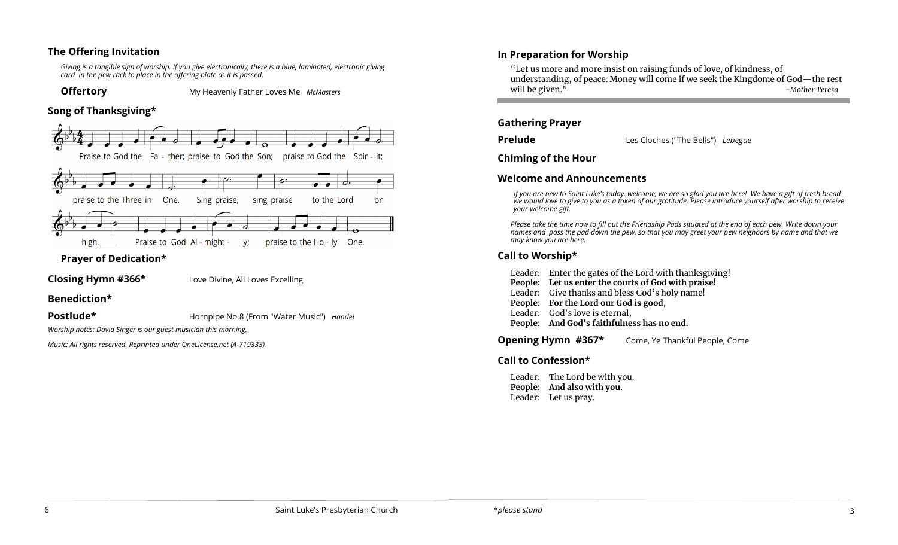### The Offering Invitation

*Giving is a tangible sign of worship. If you give electronically, there is a blue, laminated, electronic giving card in the pew rack to place in the offering plate as it is passed.*

**Offertory** My Heavenly Father Loves Me *McMasters*

### Song of Thanksgiving*

Praise to God the Fa - ther; praise to God the Son; praise to God the Spir - it; praise to the Three in One. Sing praise, sing praise to the Lord on high. Praise to God Al - might - y; praise to the Ho - ly One.

**Prayer of Dedication***

**Closing Hymn #366*** Love Divine, All Loves Excelling

**Benediction***

**Postlude*** Hornpipe No.8 (From "Water Music") *Handel*

*Worship notes: David Singer is our guest musician this morning.*

*Music: All rights reserved. Reprinted under OneLicense.net (A-719333).*

### In Preparation for Worship

"Let us more and more insist on raising funds of love, of kindness, of understanding, of peace. Money will come if we seek the Kingdome of God—the rest will be given." *–Mother Teresa*

---

**Gathering Prayer**

**Prelude** Les Cloches ("The Bells") *Lebegue*

**Chiming of the Hour**

### Welcome and Announcements

*If you are new to Saint Luke's today, welcome, we are so glad you are here! We have a gift of fresh bread we would love to give to you as a token of our gratitude. Please introduce yourself after worship to receive your welcome gift.*

*Please take the time now to fill out the Friendship Pads situated at the end of each pew. Write down your names and pass the pad down the pew, so that you may greet your pew neighbors by name and that we may know you are here.*

### Call to Worship*

Leader: Enter the gates of the Lord with thanksgiving!
**People: Let us enter the courts of God with praise!**
Leader: Give thanks and bless God's holy name!
**People: For the Lord our God is good,**
Leader: God's love is eternal,
**People: And God's faithfulness has no end.**

**Opening Hymn #367*** Come, Ye Thankful People, Come

### Call to Confession*

Leader: The Lord be with you.
**People: And also with you.**
Leader: Let us pray.

*please stand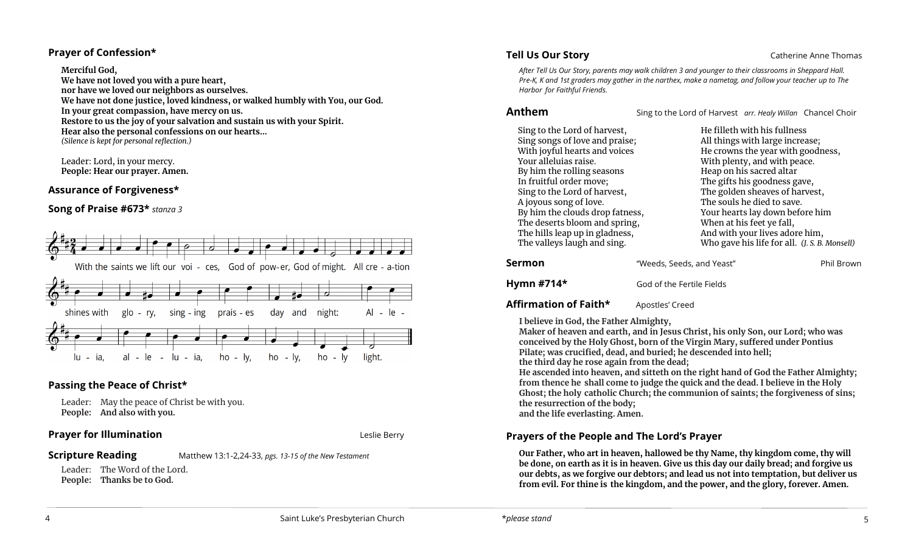## Prayer of Confession*

**Merciful God,**
**We have not loved you with a pure heart,**
**nor have we loved our neighbors as ourselves.**
**We have not done justice, loved kindness, or walked humbly with You, our God.**
**In your great compassion, have mercy on us.**
**Restore to us the joy of your salvation and sustain us with your Spirit.**
**Hear also the personal confessions on our hearts...**
*(Silence is kept for personal reflection.)*

Leader: Lord, in your mercy.
**People: Hear our prayer. Amen.**

## Assurance of Forgiveness*

## Song of Praise #673* *stanza 3*

With the saints we lift our voi - ces, God of pow-er, God of might. All cre - a-tion shines with glo - ry, sing - ing prais - es day and night: Al - le - lu - ia, al - le - lu - ia, ho - ly, ho - ly, ho - ly light.

## Passing the Peace of Christ*

Leader: May the peace of Christ be with you.
**People: And also with you.**

## Prayer for Illumination

Leslie Berry

## Scripture Reading

Matthew 13:1-2,24-33, *pgs. 13-15 of the New Testament*

Leader: The Word of the Lord.
**People: Thanks be to God.**

## Tell Us Our Story

Catherine Anne Thomas

*After Tell Us Our Story, parents may walk children 3 and younger to their classrooms in Sheppard Hall. Pre-K, K and 1st graders may gather in the narthex, make a nametag, and follow your teacher up to The Harbor for Faithful Friends.*

## Anthem

Sing to the Lord of Harvest *arr. Healy Willan* Chancel Choir

Sing to the Lord of harvest,
Sing songs of love and praise;
With joyful hearts and voices
Your alleluias raise.
By him the rolling seasons
In fruitful order move;
Sing to the Lord of harvest,
A joyous song of love.
By him the clouds drop fatness,
The deserts bloom and spring,
The hills leap up in gladness,
The valleys laugh and sing.

He filleth with his fullness
All things with large increase;
He crowns the year with goodness,
With plenty, and with peace.
Heap on his sacred altar
The gifts his goodness gave,
The golden sheaves of harvest,
The souls he died to save.
Your hearts lay down before him
When at his feet ye fall,
And with your lives adore him,
Who gave his life for all. *(J. S. B. Monsell)*

## Sermon

"Weeds, Seeds, and Yeast" Phil Brown

## Hymn #714*

God of the Fertile Fields

## Affirmation of Faith*

Apostles' Creed

**I believe in God, the Father Almighty,**
**Maker of heaven and earth, and in Jesus Christ, his only Son, our Lord; who was conceived by the Holy Ghost, born of the Virgin Mary, suffered under Pontius Pilate; was crucified, dead, and buried; he descended into hell;**
**the third day he rose again from the dead;**
**He ascended into heaven, and sitteth on the right hand of God the Father Almighty; from thence he shall come to judge the quick and the dead. I believe in the Holy Ghost; the holy catholic Church; the communion of saints; the forgiveness of sins; the resurrection of the body;**
**and the life everlasting. Amen.**

## Prayers of the People and The Lord's Prayer

**Our Father, who art in heaven, hallowed be thy Name, thy kingdom come, thy will be done, on earth as it is in heaven. Give us this day our daily bread; and forgive us our debts, as we forgive our debtors; and lead us not into temptation, but deliver us from evil. For thine is the kingdom, and the power, and the glory, forever. Amen.**

*\*please stand*